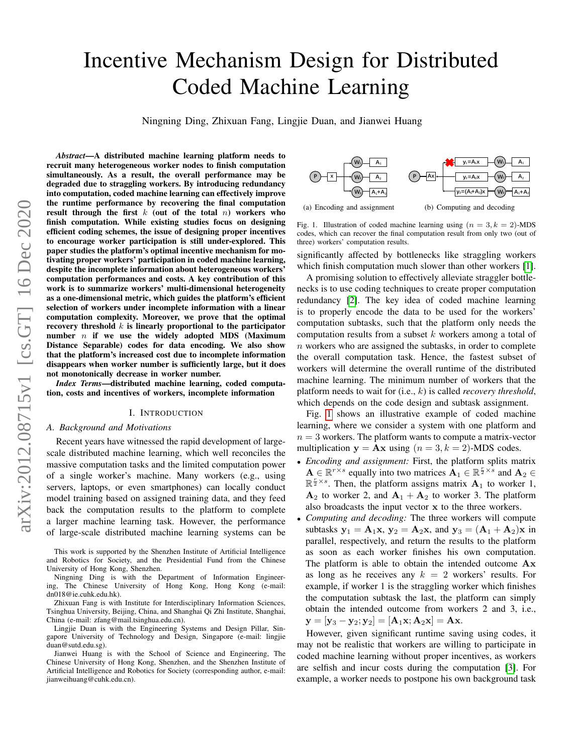# Incentive Mechanism Design for Distributed Coded Machine Learning

Ningning Ding, Zhixuan Fang, Lingjie Duan, and Jianwei Huang

***Abstract*—A distributed machine learning platform needs to recruit many heterogeneous worker nodes to finish computation simultaneously. As a result, the overall performance may be degraded due to straggling workers. By introducing redundancy into computation, coded machine learning can effectively improve the runtime performance by recovering the final computation result through the first $k$ (out of the total $n$) workers who finish computation. While existing studies focus on designing efficient coding schemes, the issue of designing proper incentives to encourage worker participation is still under-explored. This paper studies the platform's optimal incentive mechanism for motivating proper workers' participation in coded machine learning, despite the incomplete information about heterogeneous workers' computation performances and costs. A key contribution of this work is to summarize workers' multi-dimensional heterogeneity as a one-dimensional metric, which guides the platform's efficient selection of workers under incomplete information with a linear computation complexity. Moreover, we prove that the optimal recovery threshold $k$ is linearly proportional to the participator number $n$ if we use the widely adopted MDS (Maximum Distance Separable) codes for data encoding. We also show that the platform's increased cost due to incomplete information disappears when worker number is sufficiently large, but it does not monotonically decrease in worker number.**

***Index Terms*—distributed machine learning, coded computation, costs and incentives of workers, incomplete information**

## I. Introduction

### A. Background and Motivations

Recent years have witnessed the rapid development of large-scale distributed machine learning, which well reconciles the massive computation tasks and the limited computation power of a single worker's machine. Many workers (e.g., using servers, laptops, or even smartphones) can locally conduct model training based on assigned training data, and they feed back the computation results to the platform to complete a larger machine learning task. However, the performance of large-scale distributed machine learning systems can be significantly affected by bottlenecks like straggling workers which finish computation much slower than other workers [1].

A promising solution to effectively alleviate straggler bottlenecks is to use coding techniques to create proper computation redundancy [2]. The key idea of coded machine learning is to properly encode the data to be used for the workers' computation subtasks, such that the platform only needs the computation results from a subset $k$ workers among a total of $n$ workers who are assigned the subtasks, in order to complete the overall computation task. Hence, the fastest subset of workers will determine the overall runtime of the distributed machine learning. The minimum number of workers that the platform needs to wait for (i.e., $k$) is called *recovery threshold*, which depends on the code design and subtask assignment.

(a) Encoding and assignment (b) Computing and decoding

Fig. 1. Illustration of coded machine learning using $(n = 3, k = 2)$-MDS codes, which can recover the final computation result from only two (out of three) workers' computation results.

Fig. 1 shows an illustrative example of coded machine learning, where we consider a system with one platform and $n = 3$ workers. The platform wants to compute a matrix-vector multiplication $\mathbf{y} = \mathbf{Ax}$ using $(n = 3, k = 2)$-MDS codes.

- *Encoding and assignment:* First, the platform splits matrix $\mathbf{A} \in \mathbb{R}^{r\times s}$ equally into two matrices $\mathbf{A}_1 \in \mathbb{R}^{\frac{r}{2}\times s}$ and $\mathbf{A}_2 \in \mathbb{R}^{\frac{r}{2}\times s}$. Then, the platform assigns matrix $\mathbf{A}_1$ to worker 1, $\mathbf{A}_2$ to worker 2, and $\mathbf{A}_1 + \mathbf{A}_2$ to worker 3. The platform also broadcasts the input vector $\mathbf{x}$ to the three workers.
- *Computing and decoding:* The three workers will compute subtasks $\mathbf{y}_1 = \mathbf{A}_1\mathbf{x}$, $\mathbf{y}_2 = \mathbf{A}_2\mathbf{x}$, and $\mathbf{y}_3 = (\mathbf{A}_1 + \mathbf{A}_2)\mathbf{x}$ in parallel, respectively, and return the results to the platform as soon as each worker finishes his own computation. The platform is able to obtain the intended outcome $\mathbf{Ax}$ as long as he receives any $k = 2$ workers' results. For example, if worker 1 is the straggling worker which finishes the computation subtask the last, the platform can simply obtain the intended outcome from workers 2 and 3, i.e., $\mathbf{y} = [\mathbf{y}_3 - \mathbf{y}_2; \mathbf{y}_2] = [\mathbf{A}_1\mathbf{x}; \mathbf{A}_2\mathbf{x}] = \mathbf{Ax}$.

However, given significant runtime saving using codes, it may not be realistic that workers are willing to participate in coded machine learning without proper incentives, as workers are selfish and incur costs during the computation [3]. For example, a worker needs to postpone his own background task

This work is supported by the Shenzhen Institute of Artificial Intelligence and Robotics for Society, and the Presidential Fund from the Chinese University of Hong Kong, Shenzhen.

Ningning Ding is with the Department of Information Engineering, The Chinese University of Hong Kong, Hong Kong (e-mail: dn018@ie.cuhk.edu.hk).

Zhixuan Fang is with Institute for Interdisciplinary Information Sciences, Tsinghua University, Beijing, China, and Shanghai Qi Zhi Institute, Shanghai, China (e-mail: zfang@mail.tsinghua.edu.cn).

Lingjie Duan is with the Engineering Systems and Design Pillar, Singapore University of Technology and Design, Singapore (e-mail: lingjie duan@sutd.edu.sg).

Jianwei Huang is with the School of Science and Engineering, The Chinese University of Hong Kong, Shenzhen, and the Shenzhen Institute of Artificial Intelligence and Robotics for Society (corresponding author, e-mail: jianweihuang@cuhk.edu.cn).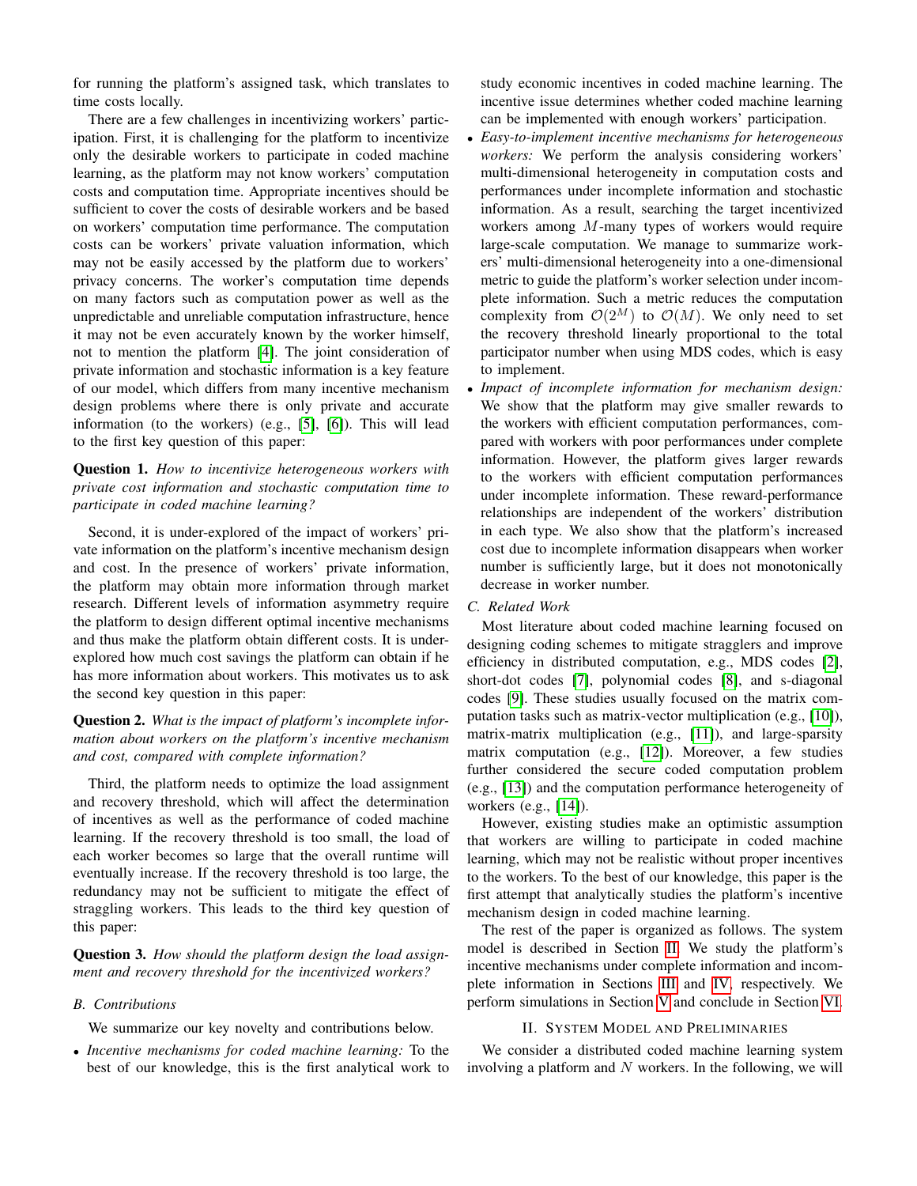for running the platform's assigned task, which translates to time costs locally.

There are a few challenges in incentivizing workers' participation. First, it is challenging for the platform to incentivize only the desirable workers to participate in coded machine learning, as the platform may not know workers' computation costs and computation time. Appropriate incentives should be sufficient to cover the costs of desirable workers and be based on workers' computation time performance. The computation costs can be workers' private valuation information, which may not be easily accessed by the platform due to workers' privacy concerns. The worker's computation time depends on many factors such as computation power as well as the unpredictable and unreliable computation infrastructure, hence it may not be even accurately known by the worker himself, not to mention the platform [4]. The joint consideration of private information and stochastic information is a key feature of our model, which differs from many incentive mechanism design problems where there is only private and accurate information (to the workers) (e.g., [5], [6]). This will lead to the first key question of this paper:

**Question 1.** *How to incentivize heterogeneous workers with private cost information and stochastic computation time to participate in coded machine learning?*

Second, it is under-explored of the impact of workers' private information on the platform's incentive mechanism design and cost. In the presence of workers' private information, the platform may obtain more information through market research. Different levels of information asymmetry require the platform to design different optimal incentive mechanisms and thus make the platform obtain different costs. It is under-explored how much cost savings the platform can obtain if he has more information about workers. This motivates us to ask the second key question in this paper:

**Question 2.** *What is the impact of platform's incomplete information about workers on the platform's incentive mechanism and cost, compared with complete information?*

Third, the platform needs to optimize the load assignment and recovery threshold, which will affect the determination of incentives as well as the performance of coded machine learning. If the recovery threshold is too small, the load of each worker becomes so large that the overall runtime will eventually increase. If the recovery threshold is too large, the redundancy may not be sufficient to mitigate the effect of straggling workers. This leads to the third key question of this paper:

**Question 3.** *How should the platform design the load assignment and recovery threshold for the incentivized workers?*

### B. Contributions

We summarize our key novelty and contributions below.

- *Incentive mechanisms for coded machine learning:* To the best of our knowledge, this is the first analytical work to study economic incentives in coded machine learning. The incentive issue determines whether coded machine learning can be implemented with enough workers' participation.
- *Easy-to-implement incentive mechanisms for heterogeneous workers:* We perform the analysis considering workers' multi-dimensional heterogeneity in computation costs and performances under incomplete information and stochastic information. As a result, searching the target incentivized workers among $M$-many types of workers would require large-scale computation. We manage to summarize workers' multi-dimensional heterogeneity into a one-dimensional metric to guide the platform's worker selection under incomplete information. Such a metric reduces the computation complexity from $\mathcal{O}(2^M)$ to $\mathcal{O}(M)$. We only need to set the recovery threshold linearly proportional to the total participator number when using MDS codes, which is easy to implement.
- *Impact of incomplete information for mechanism design:* We show that the platform may give smaller rewards to the workers with efficient computation performances, compared with workers with poor performances under complete information. However, the platform gives larger rewards to the workers with efficient computation performances under incomplete information. These reward-performance relationships are independent of the workers' distribution in each type. We also show that the platform's increased cost due to incomplete information disappears when worker number is sufficiently large, but it does not monotonically decrease in worker number.

### C. Related Work

Most literature about coded machine learning focused on designing coding schemes to mitigate stragglers and improve efficiency in distributed computation, e.g., MDS codes [2], short-dot codes [7], polynomial codes [8], and s-diagonal codes [9]. These studies usually focused on the matrix computation tasks such as matrix-vector multiplication (e.g., [10]), matrix-matrix multiplication (e.g., [11]), and large-sparsity matrix computation (e.g., [12]). Moreover, a few studies further considered the secure coded computation problem (e.g., [13]) and the computation performance heterogeneity of workers (e.g., [14]).

However, existing studies make an optimistic assumption that workers are willing to participate in coded machine learning, which may not be realistic without proper incentives to the workers. To the best of our knowledge, this paper is the first attempt that analytically studies the platform's incentive mechanism design in coded machine learning.

The rest of the paper is organized as follows. The system model is described in Section II. We study the platform's incentive mechanisms under complete information and incomplete information in Sections III and IV, respectively. We perform simulations in Section V and conclude in Section VI.

## II. System Model and Preliminaries

We consider a distributed coded machine learning system involving a platform and $N$ workers. In the following, we will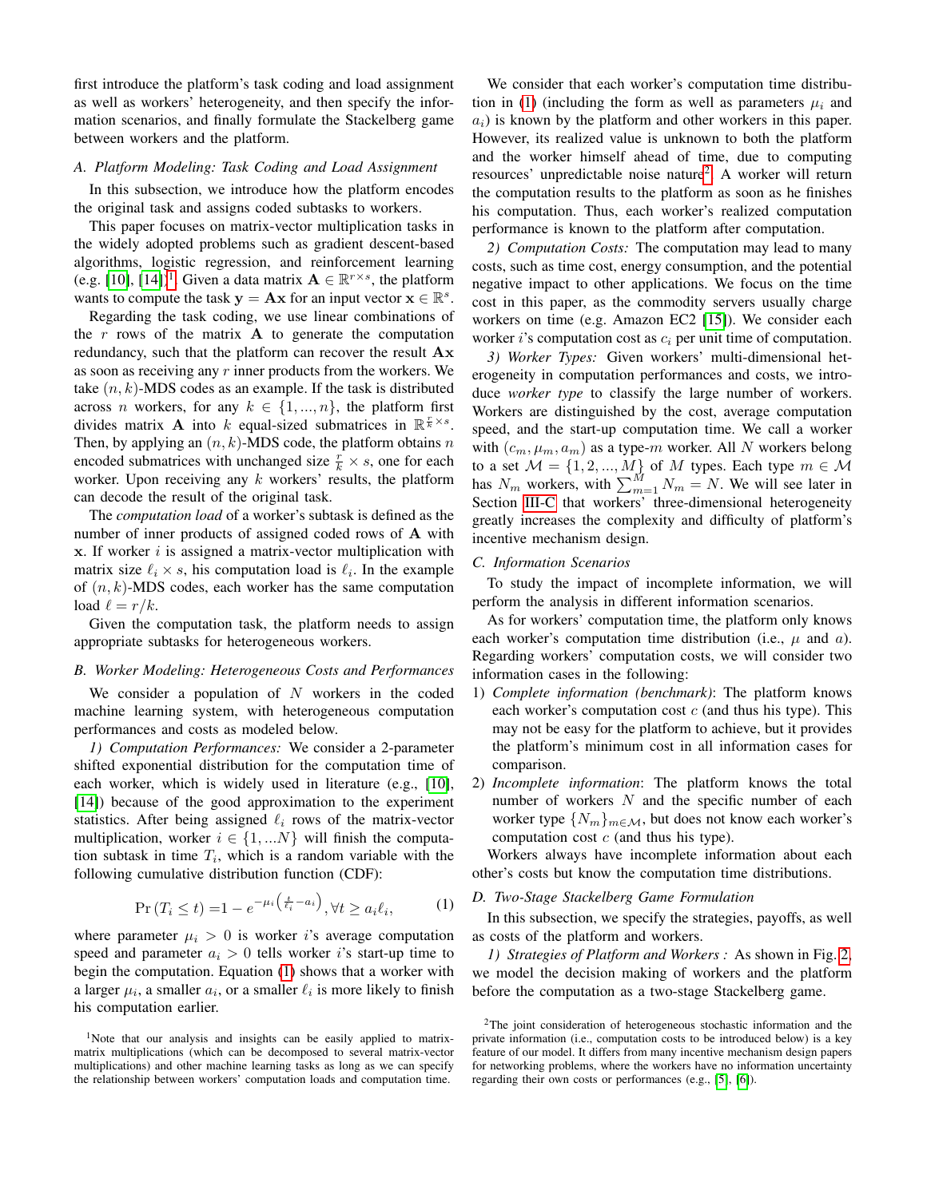first introduce the platform's task coding and load assignment as well as workers' heterogeneity, and then specify the information scenarios, and finally formulate the Stackelberg game between workers and the platform.

### A. Platform Modeling: Task Coding and Load Assignment

In this subsection, we introduce how the platform encodes the original task and assigns coded subtasks to workers.

This paper focuses on matrix-vector multiplication tasks in the widely adopted problems such as gradient descent-based algorithms, logistic regression, and reinforcement learning (e.g. [10], [14])[1]. Given a data matrix $\mathbf{A} \in \mathbb{R}^{r \times s}$, the platform wants to compute the task $\mathbf{y} = \mathbf{A}\mathbf{x}$ for an input vector $\mathbf{x} \in \mathbb{R}^{s}$.

Regarding the task coding, we use linear combinations of the $r$ rows of the matrix $\mathbf{A}$ to generate the computation redundancy, such that the platform can recover the result $\mathbf{A}\mathbf{x}$ as soon as receiving any $r$ inner products from the workers. We take $(n, k)$-MDS codes as an example. If the task is distributed across $n$ workers, for any $k \in \{1, ..., n\}$, the platform first divides matrix $\mathbf{A}$ into $k$ equal-sized submatrices in $\mathbb{R}^{\frac{r}{k} \times s}$. Then, by applying an $(n, k)$-MDS code, the platform obtains $n$ encoded submatrices with unchanged size $\frac{r}{k} \times s$, one for each worker. Upon receiving any $k$ workers' results, the platform can decode the result of the original task.

The *computation load* of a worker's subtask is defined as the number of inner products of assigned coded rows of $\mathbf{A}$ with $\mathbf{x}$. If worker $i$ is assigned a matrix-vector multiplication with matrix size $\ell_i \times s$, his computation load is $\ell_i$. In the example of $(n, k)$-MDS codes, each worker has the same computation load $\ell = r/k$.

Given the computation task, the platform needs to assign appropriate subtasks for heterogeneous workers.

### B. Worker Modeling: Heterogeneous Costs and Performances

We consider a population of $N$ workers in the coded machine learning system, with heterogeneous computation performances and costs as modeled below.

*1) Computation Performances:* We consider a 2-parameter shifted exponential distribution for the computation time of each worker, which is widely used in literature (e.g., [10], [14]) because of the good approximation to the experiment statistics. After being assigned $\ell_i$ rows of the matrix-vector multiplication, worker $i \in \{1, ...N\}$ will finish the computation subtask in time $T_i$, which is a random variable with the following cumulative distribution function (CDF):

$$\Pr\left(T_i \leq t\right) = 1 - e^{-\mu_i\left(\frac{t}{\ell_i} - a_i\right)}, \forall t \geq a_i \ell_i, \tag{1}$$

where parameter $\mu_i > 0$ is worker $i$'s average computation speed and parameter $a_i > 0$ tells worker $i$'s start-up time to begin the computation. Equation (1) shows that a worker with a larger $\mu_i$, a smaller $a_i$, or a smaller $\ell_i$ is more likely to finish his computation earlier.

We consider that each worker's computation time distribution in (1) (including the form as well as parameters $\mu_i$ and $a_i$) is known by the platform and other workers in this paper. However, its realized value is unknown to both the platform and the worker himself ahead of time, due to computing resources' unpredictable noise nature[2]. A worker will return the computation results to the platform as soon as he finishes his computation. Thus, each worker's realized computation performance is known to the platform after computation.

*2) Computation Costs:* The computation may lead to many costs, such as time cost, energy consumption, and the potential negative impact to other applications. We focus on the time cost in this paper, as the commodity servers usually charge workers on time (e.g. Amazon EC2 [15]). We consider each worker $i$'s computation cost as $c_i$ per unit time of computation.

*3) Worker Types:* Given workers' multi-dimensional heterogeneity in computation performances and costs, we introduce *worker type* to classify the large number of workers. Workers are distinguished by the cost, average computation speed, and the start-up computation time. We call a worker with $(c_m, \mu_m, a_m)$ as a type-$m$ worker. All $N$ workers belong to a set $\mathcal{M} = \{1, 2, ..., M\}$ of $M$ types. Each type $m \in \mathcal{M}$ has $N_m$ workers, with $\sum_{m=1}^{M} N_m = N$. We will see later in Section III-C that workers' three-dimensional heterogeneity greatly increases the complexity and difficulty of platform's incentive mechanism design.

### C. Information Scenarios

To study the impact of incomplete information, we will perform the analysis in different information scenarios.

As for workers' computation time, the platform only knows each worker's computation time distribution (i.e., $\mu$ and $a$). Regarding workers' computation costs, we will consider two information cases in the following:

1) *Complete information (benchmark)*: The platform knows each worker's computation cost $c$ (and thus his type). This may not be easy for the platform to achieve, but it provides the platform's minimum cost in all information cases for comparison.
2) *Incomplete information*: The platform knows the total number of workers $N$ and the specific number of each worker type $\{N_m\}_{m \in \mathcal{M}}$, but does not know each worker's computation cost $c$ (and thus his type).

Workers always have incomplete information about each other's costs but know the computation time distributions.

### D. Two-Stage Stackelberg Game Formulation

In this subsection, we specify the strategies, payoffs, as well as costs of the platform and workers.

*1) Strategies of Platform and Workers :* As shown in Fig. 2, we model the decision making of workers and the platform before the computation as a two-stage Stackelberg game.

---

[1] Note that our analysis and insights can be easily applied to matrix-matrix multiplications (which can be decomposed to several matrix-vector multiplications) and other machine learning tasks as long as we can specify the relationship between workers' computation loads and computation time.

[2] The joint consideration of heterogeneous stochastic information and the private information (i.e., computation costs to be introduced below) is a key feature of our model. It differs from many incentive mechanism design papers for networking problems, where the workers have no information uncertainty regarding their own costs or performances (e.g., [5], [6]).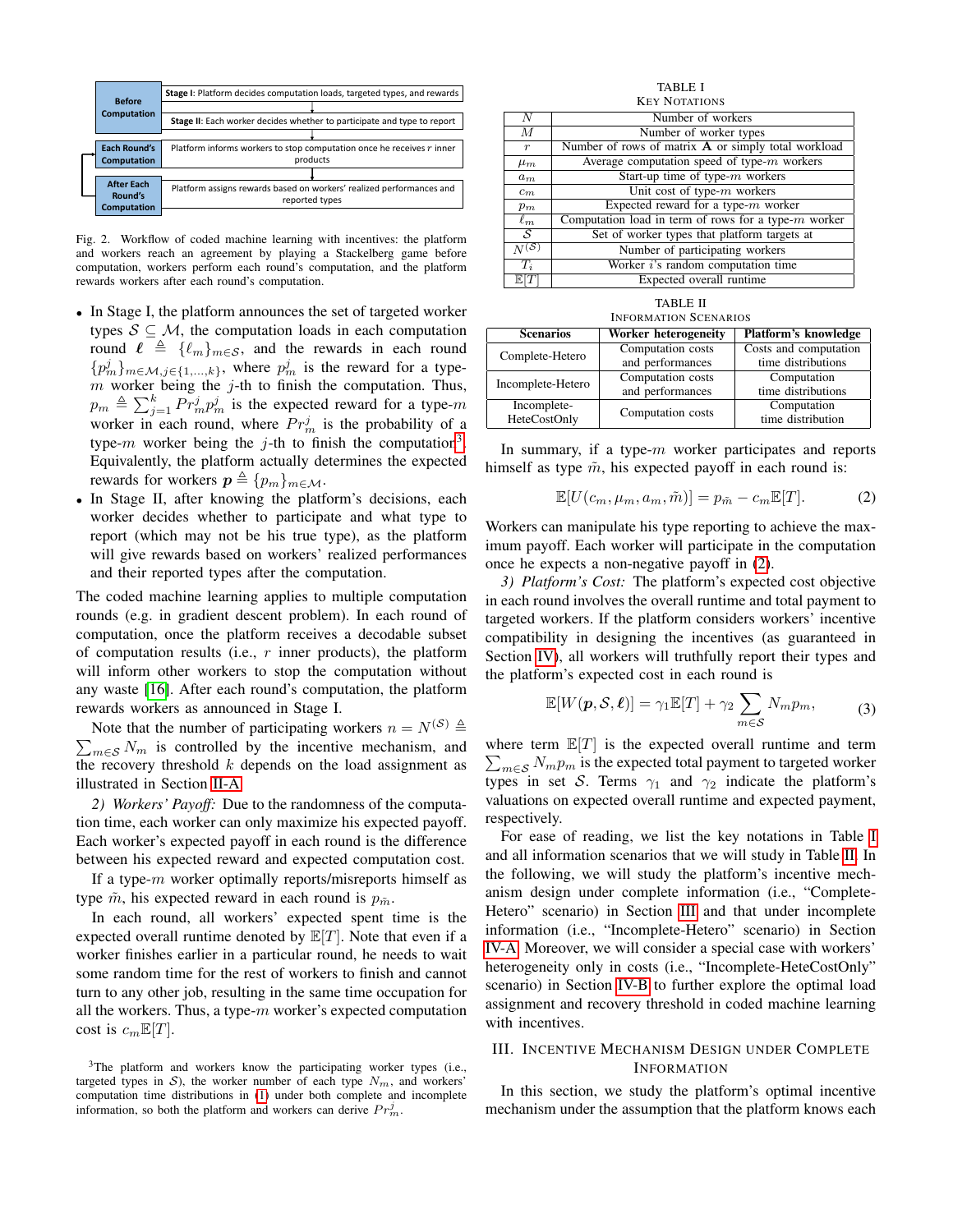| Before Computation | Stage I: Platform decides computation loads, targeted types, and rewards |
|---|---|
| | Stage II: Each worker decides whether to participate and type to report |
| Each Round's Computation | Platform informs workers to stop computation once he receives $r$ inner products |
| After Each Round's Computation | Platform assigns rewards based on workers' realized performances and reported types |

Fig. 2. Workflow of coded machine learning with incentives: the platform and workers reach an agreement by playing a Stackelberg game before computation, workers perform each round's computation, and the platform rewards workers after each round's computation.

- In Stage I, the platform announces the set of targeted worker types $\mathcal{S} \subseteq \mathcal{M}$, the computation loads in each computation round $\boldsymbol{\ell} \triangleq \{\ell_m\}_{m\in\mathcal{S}}$, and the rewards in each round $\{p_m^j\}_{m\in\mathcal{M},j\in\{1,\dots,k\}}$, where $p_m^j$ is the reward for a type-$m$ worker being the $j$-th to finish the computation. Thus, $p_m \triangleq \sum_{j=1}^{k} Pr_m^j p_m^j$ is the expected reward for a type-$m$ worker in each round, where $Pr_m^j$ is the probability of a type-$m$ worker being the $j$-th to finish the computation[3]. Equivalently, the platform actually determines the expected rewards for workers $\boldsymbol{p} \triangleq \{p_m\}_{m\in\mathcal{M}}$.
- In Stage II, after knowing the platform's decisions, each worker decides whether to participate and what type to report (which may not be his true type), as the platform will give rewards based on workers' realized performances and their reported types after the computation.

The coded machine learning applies to multiple computation rounds (e.g. in gradient descent problem). In each round of computation, once the platform receives a decodable subset of computation results (i.e., $r$ inner products), the platform will inform other workers to stop the computation without any waste [16]. After each round's computation, the platform rewards workers as announced in Stage I.

Note that the number of participating workers $n = N^{(\mathcal{S})} \triangleq \sum_{m\in\mathcal{S}} N_m$ is controlled by the incentive mechanism, and the recovery threshold $k$ depends on the load assignment as illustrated in Section II-A.

*2) Workers' Payoff:* Due to the randomness of the computation time, each worker can only maximize his expected payoff. Each worker's expected payoff in each round is the difference between his expected reward and expected computation cost.

If a type-$m$ worker optimally reports/misreports himself as type $\tilde{m}$, his expected reward in each round is $p_{\tilde{m}}$.

In each round, all workers' expected spent time is the expected overall runtime denoted by $\mathbb{E}[T]$. Note that even if a worker finishes earlier in a particular round, he needs to wait some random time for the rest of workers to finish and cannot turn to any other job, resulting in the same time occupation for all the workers. Thus, a type-$m$ worker's expected computation cost is $c_m\mathbb{E}[T]$.

[3] The platform and workers know the participating worker types (i.e., targeted types in $\mathcal{S}$), the worker number of each type $N_m$, and workers' computation time distributions in (1) under both complete and incomplete information, so both the platform and workers can derive $Pr_m^j$.

TABLE I
KEY NOTATIONS

| | |
|---|---|
| $N$ | Number of workers |
| $M$ | Number of worker types |
| $r$ | Number of rows of matrix $\mathbf{A}$ or simply total workload |
| $\mu_m$ | Average computation speed of type-$m$ workers |
| $a_m$ | Start-up time of type-$m$ workers |
| $c_m$ | Unit cost of type-$m$ workers |
| $p_m$ | Expected reward for a type-$m$ worker |
| $\ell_m$ | Computation load in term of rows for a type-$m$ worker |
| $\mathcal{S}$ | Set of worker types that platform targets at |
| $N^{(\mathcal{S})}$ | Number of participating workers |
| $T_i$ | Worker $i$'s random computation time |
| $\mathbb{E}[T]$ | Expected overall runtime |

TABLE II
INFORMATION SCENARIOS

| Scenarios | Worker heterogeneity | Platform's knowledge |
|---|---|---|
| Complete-Hetero | Computation costs and performances | Costs and computation time distributions |
| Incomplete-Hetero | Computation costs and performances | Computation time distributions |
| Incomplete-HeteCostOnly | Computation costs | Computation time distribution |

In summary, if a type-$m$ worker participates and reports himself as type $\tilde{m}$, his expected payoff in each round is:

$$\mathbb{E}[U(c_m, \mu_m, a_m, \tilde{m})] = p_{\tilde{m}} - c_m\mathbb{E}[T]. \tag{2}$$

Workers can manipulate his type reporting to achieve the maximum payoff. Each worker will participate in the computation once he expects a non-negative payoff in (2).

*3) Platform's Cost:* The platform's expected cost objective in each round involves the overall runtime and total payment to targeted workers. If the platform considers workers' incentive compatibility in designing the incentives (as guaranteed in Section IV), all workers will truthfully report their types and the platform's expected cost in each round is

$$\mathbb{E}[W(\boldsymbol{p}, \mathcal{S}, \boldsymbol{\ell})] = \gamma_1\mathbb{E}[T] + \gamma_2 \sum_{m\in\mathcal{S}} N_m p_m, \tag{3}$$

where term $\mathbb{E}[T]$ is the expected overall runtime and term $\sum_{m\in\mathcal{S}} N_m p_m$ is the expected total payment to targeted worker types in set $\mathcal{S}$. Terms $\gamma_1$ and $\gamma_2$ indicate the platform's valuations on expected overall runtime and expected payment, respectively.

For ease of reading, we list the key notations in Table I and all information scenarios that we will study in Table II. In the following, we will study the platform's incentive mechanism design under complete information (i.e., "Complete-Hetero" scenario) in Section III and that under incomplete information (i.e., "Incomplete-Hetero" scenario) in Section IV-A. Moreover, we will consider a special case with workers' heterogeneity only in costs (i.e., "Incomplete-HeteCostOnly" scenario) in Section IV-B to further explore the optimal load assignment and recovery threshold in coded machine learning with incentives.

## III. Incentive Mechanism Design under Complete Information

In this section, we study the platform's optimal incentive mechanism under the assumption that the platform knows each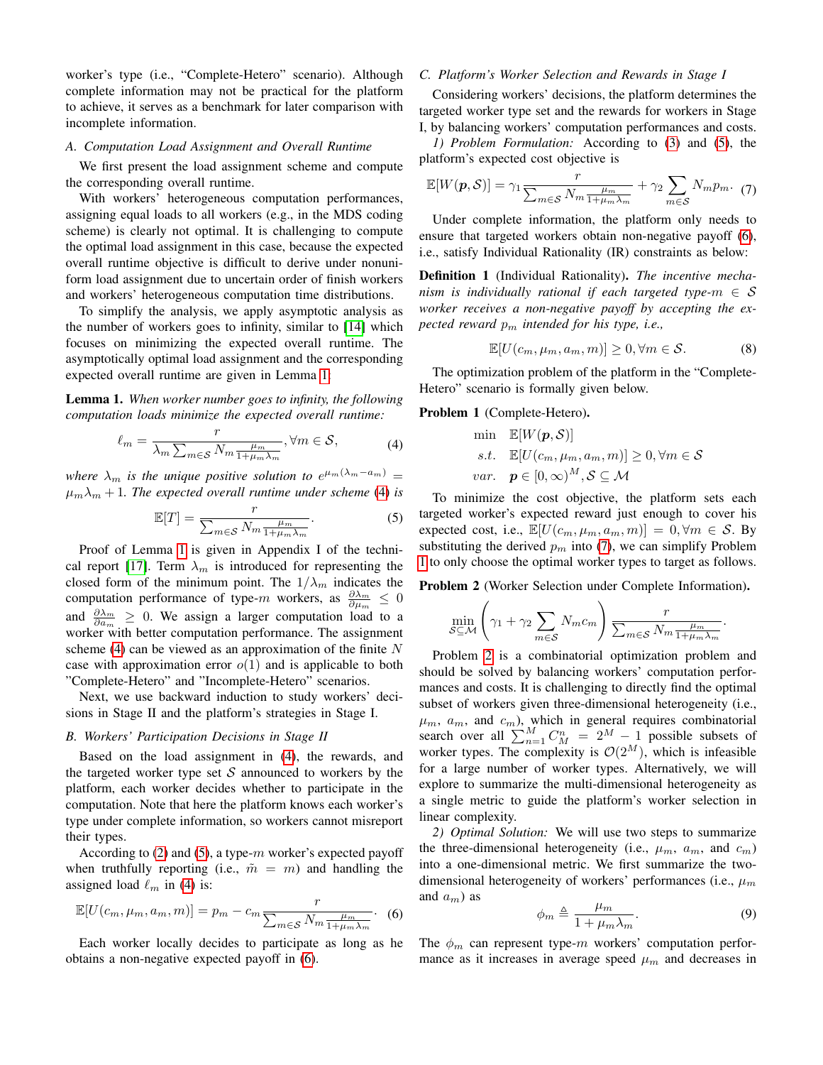worker's type (i.e., "Complete-Hetero" scenario). Although complete information may not be practical for the platform to achieve, it serves as a benchmark for later comparison with incomplete information.

### A. Computation Load Assignment and Overall Runtime

We first present the load assignment scheme and compute the corresponding overall runtime.

With workers' heterogeneous computation performances, assigning equal loads to all workers (e.g., in the MDS coding scheme) is clearly not optimal. It is challenging to compute the optimal load assignment in this case, because the expected overall runtime objective is difficult to derive under nonuniform load assignment due to uncertain order of finish workers and workers' heterogeneous computation time distributions.

To simplify the analysis, we apply asymptotic analysis as the number of workers goes to infinity, similar to [14] which focuses on minimizing the expected overall runtime. The asymptotically optimal load assignment and the corresponding expected overall runtime are given in Lemma 1.

**Lemma 1.** *When worker number goes to infinity, the following computation loads minimize the expected overall runtime:*

$$\ell_m = \frac{r}{\lambda_m \sum_{m \in \mathcal{S}} N_m \frac{\mu_m}{1+\mu_m \lambda_m}}, \forall m \in \mathcal{S}, \tag{4}$$

*where $\lambda_m$ is the unique positive solution to $e^{\mu_m(\lambda_m - a_m)} = \mu_m \lambda_m + 1$. The expected overall runtime under scheme (4) is*

$$\mathbb{E}[T] = \frac{r}{\sum_{m \in \mathcal{S}} N_m \frac{\mu_m}{1+\mu_m \lambda_m}}. \tag{5}$$

Proof of Lemma 1 is given in Appendix I of the technical report [17]. Term $\lambda_m$ is introduced for representing the closed form of the minimum point. The $1/\lambda_m$ indicates the computation performance of type-$m$ workers, as $\frac{\partial \lambda_m}{\partial \mu_m} \leq 0$ and $\frac{\partial \lambda_m}{\partial a_m} \geq 0$. We assign a larger computation load to a worker with better computation performance. The assignment scheme (4) can be viewed as an approximation of the finite $N$ case with approximation error $o(1)$ and is applicable to both "Complete-Hetero" and "Incomplete-Hetero" scenarios.

Next, we use backward induction to study workers' decisions in Stage II and the platform's strategies in Stage I.

### B. Workers' Participation Decisions in Stage II

Based on the load assignment in (4), the rewards, and the targeted worker type set $\mathcal{S}$ announced to workers by the platform, each worker decides whether to participate in the computation. Note that here the platform knows each worker's type under complete information, so workers cannot misreport their types.

According to (2) and (5), a type-$m$ worker's expected payoff when truthfully reporting (i.e., $\tilde{m} = m$) and handling the assigned load $\ell_m$ in (4) is:

$$\mathbb{E}[U(c_m, \mu_m, a_m, m)] = p_m - c_m \frac{r}{\sum_{m \in \mathcal{S}} N_m \frac{\mu_m}{1+\mu_m \lambda_m}}. \tag{6}$$

Each worker locally decides to participate as long as he obtains a non-negative expected payoff in (6).

### C. Platform's Worker Selection and Rewards in Stage I

Considering workers' decisions, the platform determines the targeted worker type set and the rewards for workers in Stage I, by balancing workers' computation performances and costs.

*1) Problem Formulation:* According to (3) and (5), the platform's expected cost objective is

$$\mathbb{E}[W(\boldsymbol{p}, \mathcal{S})] = \gamma_1 \frac{r}{\sum_{m \in \mathcal{S}} N_m \frac{\mu_m}{1+\mu_m \lambda_m}} + \gamma_2 \sum_{m \in \mathcal{S}} N_m p_m. \tag{7}$$

Under complete information, the platform only needs to ensure that targeted workers obtain non-negative payoff (6), i.e., satisfy Individual Rationality (IR) constraints as below:

**Definition 1** (Individual Rationality). *The incentive mechanism is individually rational if each targeted type-$m \in \mathcal{S}$ worker receives a non-negative payoff by accepting the expected reward $p_m$ intended for his type, i.e.,*

$$\mathbb{E}[U(c_m, \mu_m, a_m, m)] \geq 0, \forall m \in \mathcal{S}. \tag{8}$$

The optimization problem of the platform in the "Complete-Hetero" scenario is formally given below.

**Problem 1** (Complete-Hetero).

$$\begin{aligned} \min \quad & \mathbb{E}[W(\boldsymbol{p}, \mathcal{S})] \\ s.t. \quad & \mathbb{E}[U(c_m, \mu_m, a_m, m)] \geq 0, \forall m \in \mathcal{S} \\ var. \quad & \boldsymbol{p} \in [0, \infty)^M, \mathcal{S} \subseteq \mathcal{M} \end{aligned}$$

To minimize the cost objective, the platform sets each targeted worker's expected reward just enough to cover his expected cost, i.e., $\mathbb{E}[U(c_m, \mu_m, a_m, m)] = 0, \forall m \in \mathcal{S}$. By substituting the derived $p_m$ into (7), we can simplify Problem 1 to only choose the optimal worker types to target as follows.

**Problem 2** (Worker Selection under Complete Information).

$$\min_{\mathcal{S} \subseteq \mathcal{M}} \left( \gamma_1 + \gamma_2 \sum_{m \in \mathcal{S}} N_m c_m \right) \frac{r}{\sum_{m \in \mathcal{S}} N_m \frac{\mu_m}{1+\mu_m \lambda_m}}.$$

Problem 2 is a combinatorial optimization problem and should be solved by balancing workers' computation performances and costs. It is challenging to directly find the optimal subset of workers given three-dimensional heterogeneity (i.e., $\mu_m$, $a_m$, and $c_m$), which in general requires combinatorial search over all $\sum_{n=1}^{M} C_M^n = 2^M - 1$ possible subsets of worker types. The complexity is $\mathcal{O}(2^M)$, which is infeasible for a large number of worker types. Alternatively, we will explore to summarize the multi-dimensional heterogeneity as a single metric to guide the platform's worker selection in linear complexity.

*2) Optimal Solution:* We will use two steps to summarize the three-dimensional heterogeneity (i.e., $\mu_m$, $a_m$, and $c_m$) into a one-dimensional metric. We first summarize the two-dimensional heterogeneity of workers' performances (i.e., $\mu_m$ and $a_m$) as

$$\phi_m \triangleq \frac{\mu_m}{1+\mu_m \lambda_m}. \tag{9}$$

The $\phi_m$ can represent type-$m$ workers' computation performance as it increases in average speed $\mu_m$ and decreases in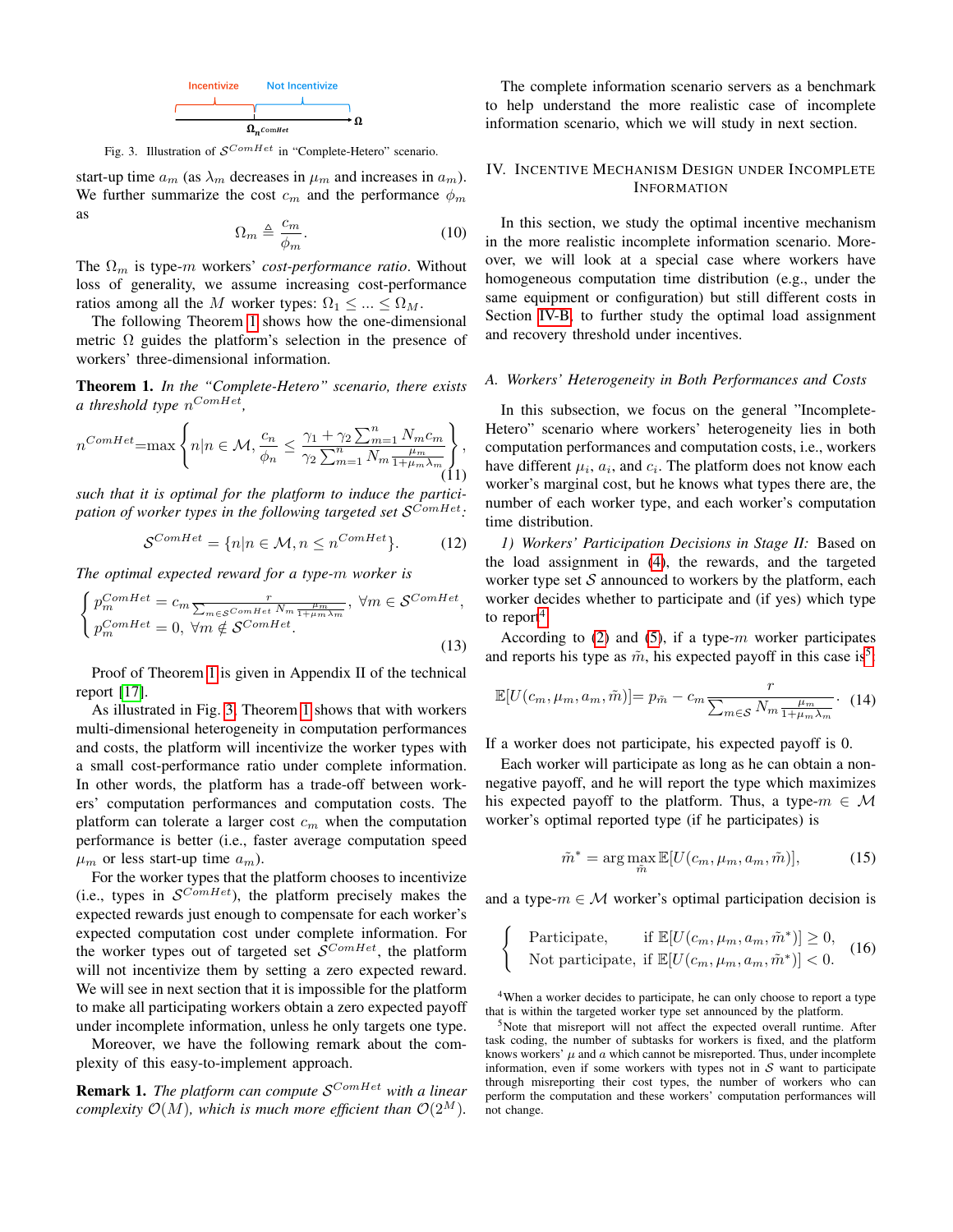Fig. 3. Illustration of $\mathcal{S}^{ComHet}$ in "Complete-Hetero" scenario.

start-up time $a_m$ (as $\lambda_m$ decreases in $\mu_m$ and increases in $a_m$). We further summarize the cost $c_m$ and the performance $\phi_m$ as

$$\Omega_m \triangleq \frac{c_m}{\phi_m}. \tag{10}$$

The $\Omega_m$ is type-$m$ workers' *cost-performance ratio*. Without loss of generality, we assume increasing cost-performance ratios among all the $M$ worker types: $\Omega_1 \leq ... \leq \Omega_M$.

The following Theorem 1 shows how the one-dimensional metric $\Omega$ guides the platform's selection in the presence of workers' three-dimensional information.

**Theorem 1.** *In the "Complete-Hetero" scenario, there exists a threshold type $n^{ComHet}$,*

$$n^{ComHet} = \max\left\{ n | n \in \mathcal{M}, \frac{c_n}{\phi_n} \leq \frac{\gamma_1 + \gamma_2 \sum_{m=1}^{n} N_m c_m}{\gamma_2 \sum_{m=1}^{n} N_m \frac{\mu_m}{1+\mu_m \lambda_m}} \right\}, \tag{11}$$

*such that it is optimal for the platform to induce the participation of worker types in the following targeted set $\mathcal{S}^{ComHet}$:*

$$\mathcal{S}^{ComHet} = \{n | n \in \mathcal{M}, n \leq n^{ComHet}\}. \tag{12}$$

*The optimal expected reward for a type-$m$ worker is*

$$\begin{cases} p_m^{ComHet} = c_m \frac{r}{\sum_{m\in\mathcal{S}^{ComHet}} N_m \frac{\mu_m}{1+\mu_m\lambda_m}}, \ \forall m \in \mathcal{S}^{ComHet}, \\ p_m^{ComHet} = 0, \ \forall m \notin \mathcal{S}^{ComHet}. \end{cases} \tag{13}$$

Proof of Theorem 1 is given in Appendix II of the technical report [17].

As illustrated in Fig. 3, Theorem 1 shows that with workers multi-dimensional heterogeneity in computation performances and costs, the platform will incentivize the worker types with a small cost-performance ratio under complete information. In other words, the platform has a trade-off between workers' computation performances and computation costs. The platform can tolerate a larger cost $c_m$ when the computation performance is better (i.e., faster average computation speed $\mu_m$ or less start-up time $a_m$).

For the worker types that the platform chooses to incentivize (i.e., types in $\mathcal{S}^{ComHet}$), the platform precisely makes the expected rewards just enough to compensate for each worker's expected computation cost under complete information. For the worker types out of targeted set $\mathcal{S}^{ComHet}$, the platform will not incentivize them by setting a zero expected reward. We will see in next section that it is impossible for the platform to make all participating workers obtain a zero expected payoff under incomplete information, unless he only targets one type.

Moreover, we have the following remark about the complexity of this easy-to-implement approach.

**Remark 1.** *The platform can compute $\mathcal{S}^{ComHet}$ with a linear complexity $\mathcal{O}(M)$, which is much more efficient than $\mathcal{O}(2^M)$.*

The complete information scenario servers as a benchmark to help understand the more realistic case of incomplete information scenario, which we will study in next section.

## IV. Incentive Mechanism Design under Incomplete Information

In this section, we study the optimal incentive mechanism in the more realistic incomplete information scenario. Moreover, we will look at a special case where workers have homogeneous computation time distribution (e.g., under the same equipment or configuration) but still different costs in Section IV-B, to further study the optimal load assignment and recovery threshold under incentives.

### *A. Workers' Heterogeneity in Both Performances and Costs*

In this subsection, we focus on the general "Incomplete-Hetero" scenario where workers' heterogeneity lies in both computation performances and computation costs, i.e., workers have different $\mu_i$, $a_i$, and $c_i$. The platform does not know each worker's marginal cost, but he knows what types there are, the number of each worker type, and each worker's computation time distribution.

*1) Workers' Participation Decisions in Stage II:* Based on the load assignment in (4), the rewards, and the targeted worker type set $\mathcal{S}$ announced to workers by the platform, each worker decides whether to participate and (if yes) which type to report[4].

According to (2) and (5), if a type-$m$ worker participates and reports his type as $\tilde{m}$, his expected payoff in this case is[5]:

$$\mathbb{E}[U(c_m, \mu_m, a_m, \tilde{m})] = p_{\tilde{m}} - c_m \frac{r}{\sum_{m\in\mathcal{S}} N_m \frac{\mu_m}{1+\mu_m\lambda_m}}. \tag{14}$$

If a worker does not participate, his expected payoff is 0.

Each worker will participate as long as he can obtain a non-negative payoff, and he will report the type which maximizes his expected payoff to the platform. Thus, a type-$m \in \mathcal{M}$ worker's optimal reported type (if he participates) is

$$\tilde{m}^* = \arg\max_{\tilde{m}} \mathbb{E}[U(c_m, \mu_m, a_m, \tilde{m})], \tag{15}$$

and a type-$m \in \mathcal{M}$ worker's optimal participation decision is

$$\begin{cases} \text{Participate}, & \text{if } \mathbb{E}[U(c_m, \mu_m, a_m, \tilde{m}^*)] \geq 0, \\ \text{Not participate}, & \text{if } \mathbb{E}[U(c_m, \mu_m, a_m, \tilde{m}^*)] < 0. \end{cases} \tag{16}$$

[4] When a worker decides to participate, he can only choose to report a type that is within the targeted worker type set announced by the platform.

[5] Note that misreport will not affect the expected overall runtime. After task coding, the number of subtasks for workers is fixed, and the platform knows workers' $\mu$ and $a$ which cannot be misreported. Thus, under incomplete information, even if some workers with types not in $\mathcal{S}$ want to participate through misreporting their cost types, the number of workers who can perform the computation and these workers' computation performances will not change.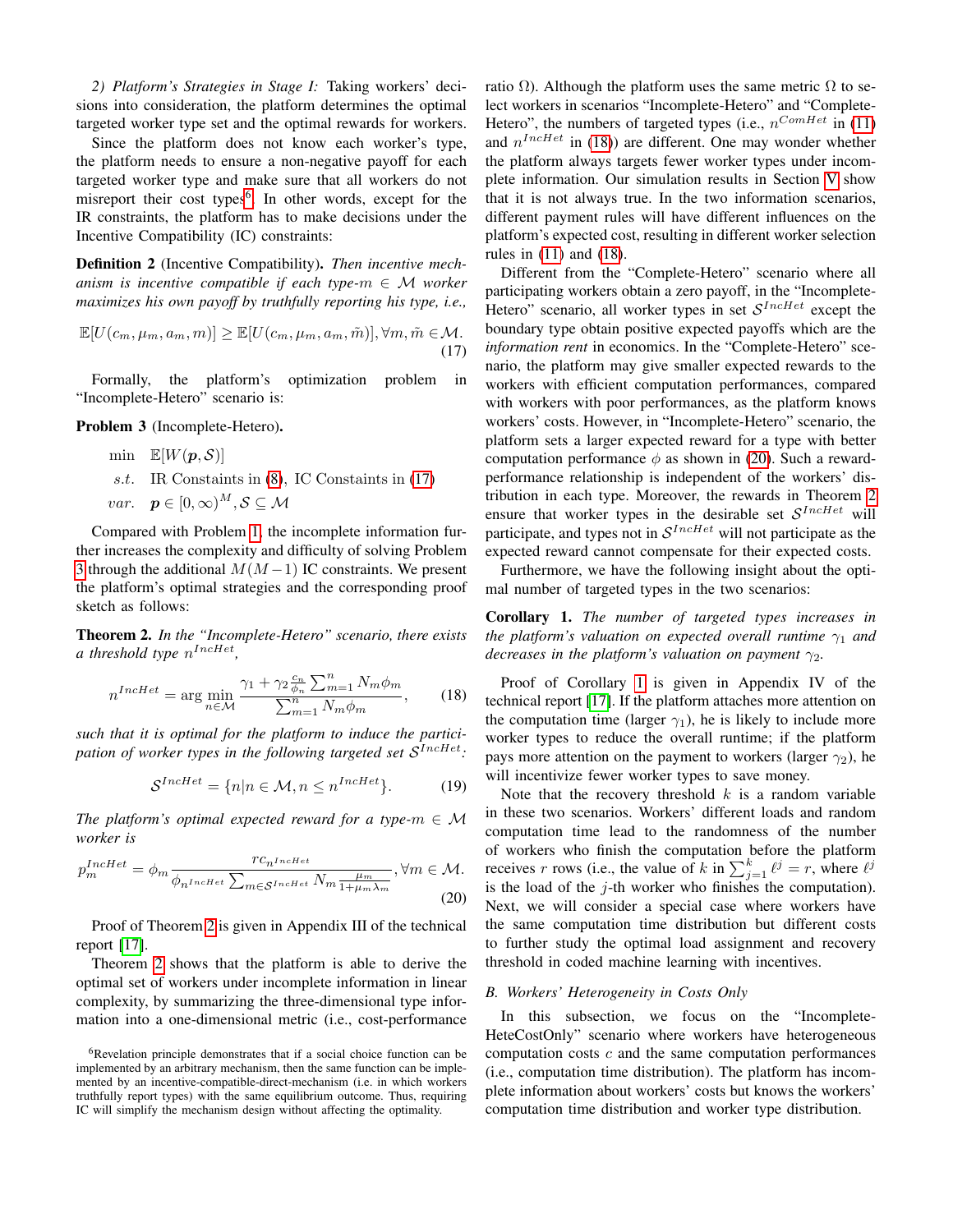*2) Platform's Strategies in Stage I:* Taking workers' decisions into consideration, the platform determines the optimal targeted worker type set and the optimal rewards for workers.

Since the platform does not know each worker's type, the platform needs to ensure a non-negative payoff for each targeted worker type and make sure that all workers do not misreport their cost types[6]. In other words, except for the IR constraints, the platform has to make decisions under the Incentive Compatibility (IC) constraints:

**Definition 2** (Incentive Compatibility)**.** *Then incentive mechanism is incentive compatible if each type-$m \in \mathcal{M}$ worker maximizes his own payoff by truthfully reporting his type, i.e.,*

$$\mathbb{E}[U(c_m, \mu_m, a_m, m)] \geq \mathbb{E}[U(c_m, \mu_m, a_m, \tilde{m})], \forall m, \tilde{m} \in \mathcal{M}. \tag{17}$$

Formally, the platform's optimization problem in "Incomplete-Hetero" scenario is:

**Problem 3** (Incomplete-Hetero)**.**

$$\begin{aligned} \min \quad & \mathbb{E}[W(\boldsymbol{p}, \mathcal{S})] \\ s.t. \quad & \text{IR Constraints in (8), IC Constaints in (17)} \\ var. \quad & \boldsymbol{p} \in [0, \infty)^M, \mathcal{S} \subseteq \mathcal{M} \end{aligned}$$

Compared with Problem 1, the incomplete information further increases the complexity and difficulty of solving Problem 3 through the additional $M(M-1)$ IC constraints. We present the platform's optimal strategies and the corresponding proof sketch as follows:

**Theorem 2.** *In the "Incomplete-Hetero" scenario, there exists a threshold type $n^{IncHet}$,*

$$n^{IncHet} = \arg\min_{n \in \mathcal{M}} \frac{\gamma_1 + \gamma_2 \frac{c_n}{\phi_n} \sum_{m=1}^{n} N_m \phi_m}{\sum_{m=1}^{n} N_m \phi_m}, \tag{18}$$

*such that it is optimal for the platform to induce the participation of worker types in the following targeted set $\mathcal{S}^{IncHet}$:*

$$\mathcal{S}^{IncHet} = \{n | n \in \mathcal{M}, n \leq n^{IncHet}\}. \tag{19}$$

*The platform's optimal expected reward for a type-$m \in \mathcal{M}$ worker is*

$$p_m^{IncHet} = \phi_m \frac{r c_{n^{IncHet}}}{\phi_{n^{IncHet}} \sum_{m \in \mathcal{S}^{IncHet}} N_m \frac{\mu_m}{1+\mu_m \lambda_m}}, \forall m \in \mathcal{M}. \tag{20}$$

Proof of Theorem 2 is given in Appendix III of the technical report [17].

Theorem 2 shows that the platform is able to derive the optimal set of workers under incomplete information in linear complexity, by summarizing the three-dimensional type information into a one-dimensional metric (i.e., cost-performance ratio $\Omega$). Although the platform uses the same metric $\Omega$ to select workers in scenarios "Incomplete-Hetero" and "Complete-Hetero", the numbers of targeted types (i.e., $n^{ComHet}$ in (11) and $n^{IncHet}$ in (18)) are different. One may wonder whether the platform always targets fewer worker types under incomplete information. Our simulation results in Section V show that it is not always true. In the two information scenarios, different payment rules will have different influences on the platform's expected cost, resulting in different worker selection rules in (11) and (18).

Different from the "Complete-Hetero" scenario where all participating workers obtain a zero payoff, in the "Incomplete-Hetero" scenario, all worker types in set $\mathcal{S}^{IncHet}$ except the boundary type obtain positive expected payoffs which are the *information rent* in economics. In the "Complete-Hetero" scenario, the platform may give smaller expected rewards to the workers with efficient computation performances, compared with workers with poor performances, as the platform knows workers' costs. However, in "Incomplete-Hetero" scenario, the platform sets a larger expected reward for a type with better computation performance $\phi$ as shown in (20). Such a reward-performance relationship is independent of the workers' distribution in each type. Moreover, the rewards in Theorem 2 ensure that worker types in the desirable set $\mathcal{S}^{IncHet}$ will participate, and types not in $\mathcal{S}^{IncHet}$ will not participate as the expected reward cannot compensate for their expected costs.

Furthermore, we have the following insight about the optimal number of targeted types in the two scenarios:

**Corollary 1.** *The number of targeted types increases in the platform's valuation on expected overall runtime $\gamma_1$ and decreases in the platform's valuation on payment $\gamma_2$.*

Proof of Corollary 1 is given in Appendix IV of the technical report [17]. If the platform attaches more attention on the computation time (larger $\gamma_1$), he is likely to include more worker types to reduce the overall runtime; if the platform pays more attention on the payment to workers (larger $\gamma_2$), he will incentivize fewer worker types to save money.

Note that the recovery threshold $k$ is a random variable in these two scenarios. Workers' different loads and random computation time lead to the randomness of the number of workers who finish the computation before the platform receives $r$ rows (i.e., the value of $k$ in $\sum_{j=1}^{k} \ell^j = r$, where $\ell^j$ is the load of the $j$-th worker who finishes the computation). Next, we will consider a special case where workers have the same computation time distribution but different costs to further study the optimal load assignment and recovery threshold in coded machine learning with incentives.

### *B. Workers' Heterogeneity in Costs Only*

In this subsection, we focus on the "Incomplete-HeteCostOnly" scenario where workers have heterogeneous computation costs $c$ and the same computation performances (i.e., computation time distribution). The platform has incomplete information about workers' costs but knows the workers' computation time distribution and worker type distribution.

[6] Revelation principle demonstrates that if a social choice function can be implemented by an arbitrary mechanism, then the same function can be implemented by an incentive-compatible-direct-mechanism (i.e. in which workers truthfully report types) with the same equilibrium outcome. Thus, requiring IC will simplify the mechanism design without affecting the optimality.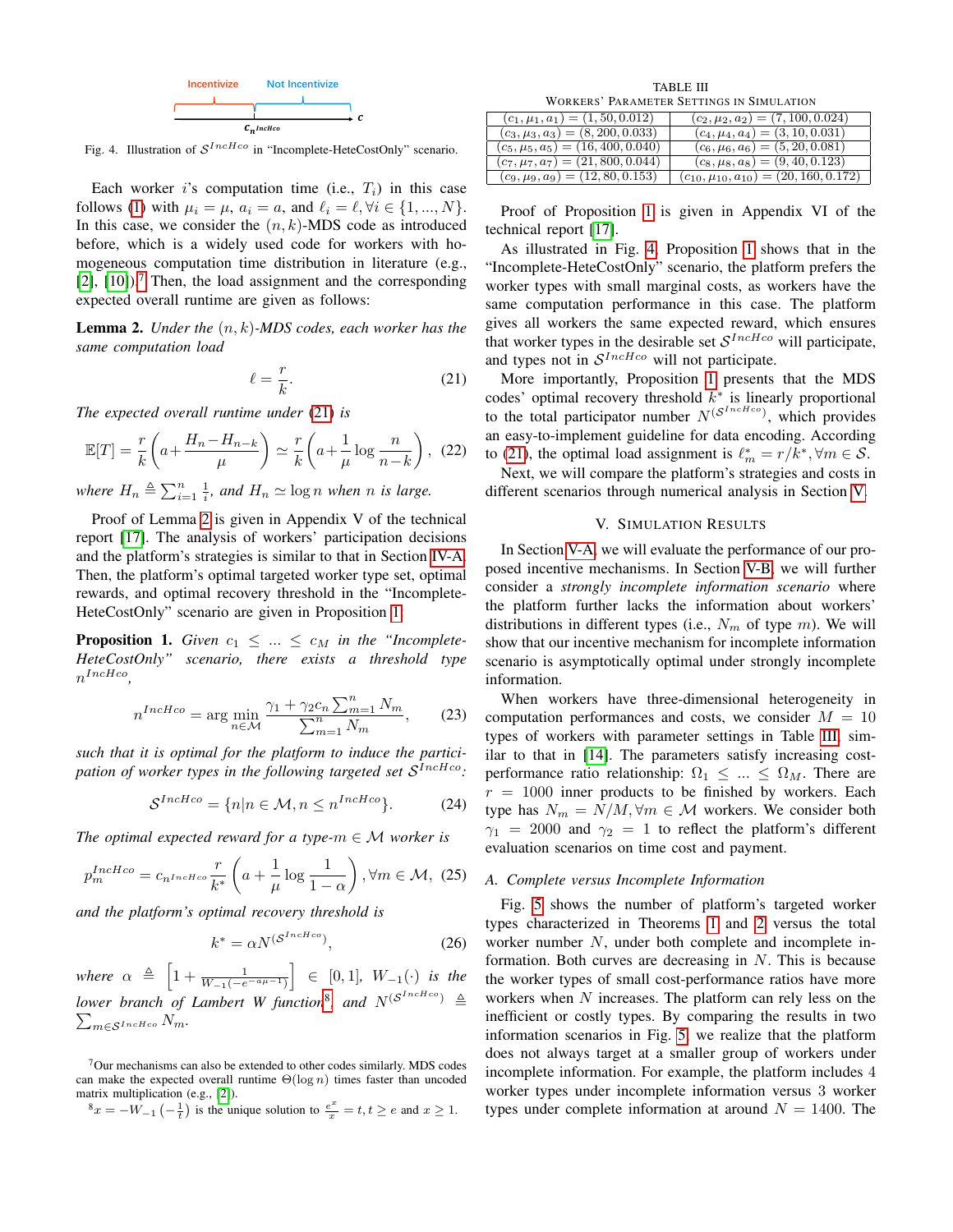Incentivize    Not Incentivize

$c_{n^{IncHco}}$    $c$

Fig. 4. Illustration of $\mathcal{S}^{IncHco}$ in "Incomplete-HeteCostOnly" scenario.

Each worker $i$'s computation time (i.e., $T_i$) in this case follows (1) with $\mu_i = \mu$, $a_i = a$, and $\ell_i = \ell, \forall i \in \{1, ..., N\}$. In this case, we consider the $(n,k)$-MDS code as introduced before, which is a widely used code for workers with homogeneous computation time distribution in literature (e.g., [2], [10]).[7] Then, the load assignment and the corresponding expected overall runtime are given as follows:

**Lemma 2.** *Under the $(n,k)$-MDS codes, each worker has the same computation load*

$$\ell = \frac{r}{k}. \tag{21}$$

*The expected overall runtime under (21) is*

$$\mathbb{E}[T] = \frac{r}{k}\left(a + \frac{H_n - H_{n-k}}{\mu}\right) \simeq \frac{r}{k}\left(a + \frac{1}{\mu}\log\frac{n}{n-k}\right), \tag{22}$$

*where $H_n \triangleq \sum_{i=1}^{n} \frac{1}{i}$, and $H_n \simeq \log n$ when $n$ is large.*

Proof of Lemma 2 is given in Appendix V of the technical report [17]. The analysis of workers' participation decisions and the platform's strategies is similar to that in Section IV-A. Then, the platform's optimal targeted worker type set, optimal rewards, and optimal recovery threshold in the "Incomplete-HeteCostOnly" scenario are given in Proposition 1.

**Proposition 1.** *Given $c_1 \le ... \le c_M$ in the "Incomplete-HeteCostOnly" scenario, there exists a threshold type $n^{IncHco}$,*

$$n^{IncHco} = \arg\min_{n \in \mathcal{M}} \frac{\gamma_1 + \gamma_2 c_n \sum_{m=1}^{n} N_m}{\sum_{m=1}^{n} N_m}, \tag{23}$$

*such that it is optimal for the platform to induce the participation of worker types in the following targeted set $\mathcal{S}^{IncHco}$:*

$$\mathcal{S}^{IncHco} = \{n | n \in \mathcal{M}, n \le n^{IncHco}\}. \tag{24}$$

*The optimal expected reward for a type-$m \in \mathcal{M}$ worker is*

$$p_m^{IncHco} = c_{n^{IncHco}} \frac{r}{k^*}\left(a + \frac{1}{\mu}\log\frac{1}{1-\alpha}\right), \forall m \in \mathcal{M}, \tag{25}$$

*and the platform's optimal recovery threshold is*

$$k^* = \alpha N^{(\mathcal{S}^{IncHco})}, \tag{26}$$

*where $\alpha \triangleq \left[1 + \frac{1}{W_{-1}(-e^{-a\mu-1})}\right] \in [0,1]$, $W_{-1}(\cdot)$ is the lower branch of Lambert W function[8], and $N^{(\mathcal{S}^{IncHco})} \triangleq \sum_{m \in \mathcal{S}^{IncHco}} N_m$.*

[7] Our mechanisms can also be extended to other codes similarly. MDS codes can make the expected overall runtime $\Theta(\log n)$ times faster than uncoded matrix multiplication (e.g., [2]).

[8] $x = -W_{-1}\left(-\frac{1}{t}\right)$ is the unique solution to $\frac{e^x}{x} = t, t \ge e$ and $x \ge 1$.

TABLE III
WORKERS' PARAMETER SETTINGS IN SIMULATION

| | |
|---|---|
| $(c_1, \mu_1, a_1) = (1, 50, 0.012)$ | $(c_2, \mu_2, a_2) = (7, 100, 0.024)$ |
| $(c_3, \mu_3, a_3) = (8, 200, 0.033)$ | $(c_4, \mu_4, a_4) = (3, 10, 0.031)$ |
| $(c_5, \mu_5, a_5) = (16, 400, 0.040)$ | $(c_6, \mu_6, a_6) = (5, 20, 0.081)$ |
| $(c_7, \mu_7, a_7) = (21, 800, 0.044)$ | $(c_8, \mu_8, a_8) = (9, 40, 0.123)$ |
| $(c_9, \mu_9, a_9) = (12, 80, 0.153)$ | $(c_{10}, \mu_{10}, a_{10}) = (20, 160, 0.172)$ |

Proof of Proposition 1 is given in Appendix VI of the technical report [17].

As illustrated in Fig. 4, Proposition 1 shows that in the "Incomplete-HeteCostOnly" scenario, the platform prefers the worker types with small marginal costs, as workers have the same computation performance in this case. The platform gives all workers the same expected reward, which ensures that worker types in the desirable set $\mathcal{S}^{IncHco}$ will participate, and types not in $\mathcal{S}^{IncHco}$ will not participate.

More importantly, Proposition 1 presents that the MDS codes' optimal recovery threshold $k^*$ is linearly proportional to the total participator number $N^{(\mathcal{S}^{IncHco})}$, which provides an easy-to-implement guideline for data encoding. According to (21), the optimal load assignment is $\ell_m^* = r/k^*, \forall m \in \mathcal{S}$.

Next, we will compare the platform's strategies and costs in different scenarios through numerical analysis in Section V.

## V. Simulation Results

In Section V-A, we will evaluate the performance of our proposed incentive mechanisms. In Section V-B, we will further consider a *strongly incomplete information scenario* where the platform further lacks the information about workers' distributions in different types (i.e., $N_m$ of type $m$). We will show that our incentive mechanism for incomplete information scenario is asymptotically optimal under strongly incomplete information.

When workers have three-dimensional heterogeneity in computation performances and costs, we consider $M = 10$ types of workers with parameter settings in Table III, similar to that in [14]. The parameters satisfy increasing cost-performance ratio relationship: $\Omega_1 \le ... \le \Omega_M$. There are $r = 1000$ inner products to be finished by workers. Each type has $N_m = N/M, \forall m \in \mathcal{M}$ workers. We consider both $\gamma_1 = 2000$ and $\gamma_2 = 1$ to reflect the platform's different evaluation scenarios on time cost and payment.

### A. Complete versus Incomplete Information

Fig. 5 shows the number of platform's targeted worker types characterized in Theorems 1 and 2 versus the total worker number $N$, under both complete and incomplete information. Both curves are decreasing in $N$. This is because the worker types of small cost-performance ratios have more workers when $N$ increases. The platform can rely less on the inefficient or costly types. By comparing the results in two information scenarios in Fig. 5, we realize that the platform does not always target at a smaller group of workers under incomplete information. For example, the platform includes 4 worker types under incomplete information versus 3 worker types under complete information at around $N = 1400$. The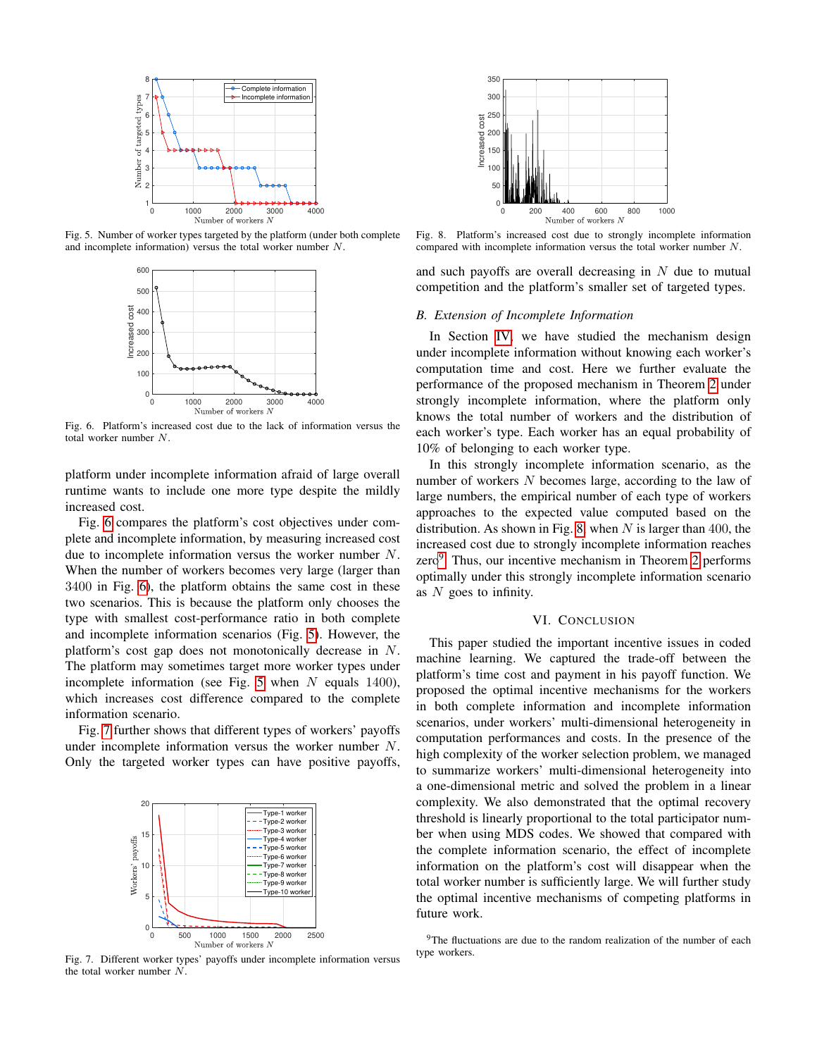Fig. 5. Number of worker types targeted by the platform (under both complete and incomplete information) versus the total worker number $N$.

Fig. 6. Platform's increased cost due to the lack of information versus the total worker number $N$.

platform under incomplete information afraid of large overall runtime wants to include one more type despite the mildly increased cost.

Fig. 6 compares the platform's cost objectives under complete and incomplete information, by measuring increased cost due to incomplete information versus the worker number $N$. When the number of workers becomes very large (larger than 3400 in Fig. 6), the platform obtains the same cost in these two scenarios. This is because the platform only chooses the type with smallest cost-performance ratio in both complete and incomplete information scenarios (Fig. 5). However, the platform's cost gap does not monotonically decrease in $N$. The platform may sometimes target more worker types under incomplete information (see Fig. 5 when $N$ equals 1400), which increases cost difference compared to the complete information scenario.

Fig. 7 further shows that different types of workers' payoffs under incomplete information versus the worker number $N$. Only the targeted worker types can have positive payoffs,

Fig. 7. Different worker types' payoffs under incomplete information versus the total worker number $N$.

Fig. 8. Platform's increased cost due to strongly incomplete information compared with incomplete information versus the total worker number $N$.

and such payoffs are overall decreasing in $N$ due to mutual competition and the platform's smaller set of targeted types.

### B. Extension of Incomplete Information

In Section IV, we have studied the mechanism design under incomplete information without knowing each worker's computation time and cost. Here we further evaluate the performance of the proposed mechanism in Theorem 2 under strongly incomplete information, where the platform only knows the total number of workers and the distribution of each worker's type. Each worker has an equal probability of 10% of belonging to each worker type.

In this strongly incomplete information scenario, as the number of workers $N$ becomes large, according to the law of large numbers, the empirical number of each type of workers approaches to the expected value computed based on the distribution. As shown in Fig. 8, when $N$ is larger than 400, the increased cost due to strongly incomplete information reaches zero[9]. Thus, our incentive mechanism in Theorem 2 performs optimally under this strongly incomplete information scenario as $N$ goes to infinity.

## VI. Conclusion

This paper studied the important incentive issues in coded machine learning. We captured the trade-off between the platform's time cost and payment in his payoff function. We proposed the optimal incentive mechanisms for the workers in both complete information and incomplete information scenarios, under workers' multi-dimensional heterogeneity in computation performances and costs. In the presence of the high complexity of the worker selection problem, we managed to summarize workers' multi-dimensional heterogeneity into a one-dimensional metric and solved the problem in a linear complexity. We also demonstrated that the optimal recovery threshold is linearly proportional to the total participator number when using MDS codes. We showed that compared with the complete information scenario, the effect of incomplete information on the platform's cost will disappear when the total worker number is sufficiently large. We will further study the optimal incentive mechanisms of competing platforms in future work.

[9]The fluctuations are due to the random realization of the number of each type workers.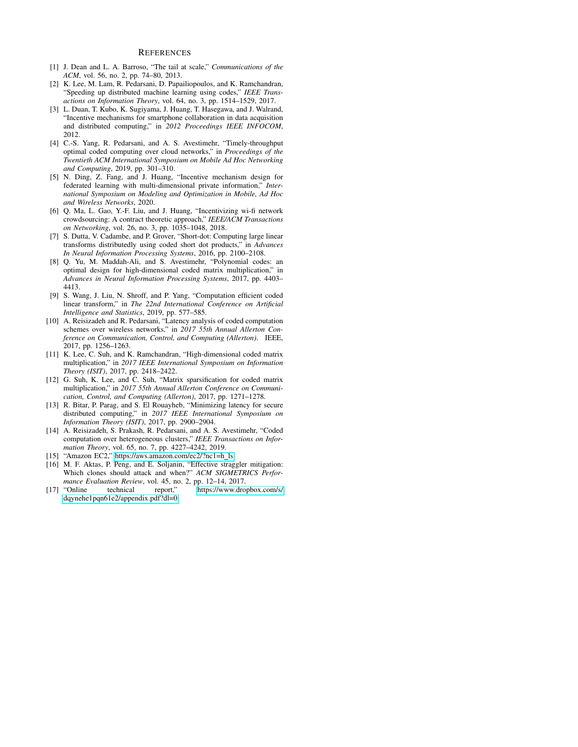## References

[1] J. Dean and L. A. Barroso, "The tail at scale," *Communications of the ACM*, vol. 56, no. 2, pp. 74–80, 2013.

[2] K. Lee, M. Lam, R. Pedarsani, D. Papailiopoulos, and K. Ramchandran, "Speeding up distributed machine learning using codes," *IEEE Transactions on Information Theory*, vol. 64, no. 3, pp. 1514–1529, 2017.

[3] L. Duan, T. Kubo, K. Sugiyama, J. Huang, T. Hasegawa, and J. Walrand, "Incentive mechanisms for smartphone collaboration in data acquisition and distributed computing," in *2012 Proceedings IEEE INFOCOM*, 2012.

[4] C.-S. Yang, R. Pedarsani, and A. S. Avestimehr, "Timely-throughput optimal coded computing over cloud networks," in *Proceedings of the Twentieth ACM International Symposium on Mobile Ad Hoc Networking and Computing*, 2019, pp. 301–310.

[5] N. Ding, Z. Fang, and J. Huang, "Incentive mechanism design for federated learning with multi-dimensional private information," *International Symposium on Modeling and Optimization in Mobile, Ad Hoc and Wireless Networks*, 2020.

[6] Q. Ma, L. Gao, Y.-F. Liu, and J. Huang, "Incentivizing wi-fi network crowdsourcing: A contract theoretic approach," *IEEE/ACM Transactions on Networking*, vol. 26, no. 3, pp. 1035–1048, 2018.

[7] S. Dutta, V. Cadambe, and P. Grover, "Short-dot: Computing large linear transforms distributedly using coded short dot products," in *Advances In Neural Information Processing Systems*, 2016, pp. 2100–2108.

[8] Q. Yu, M. Maddah-Ali, and S. Avestimehr, "Polynomial codes: an optimal design for high-dimensional coded matrix multiplication," in *Advances in Neural Information Processing Systems*, 2017, pp. 4403–4413.

[9] S. Wang, J. Liu, N. Shroff, and P. Yang, "Computation efficient coded linear transform," in *The 22nd International Conference on Artificial Intelligence and Statistics*, 2019, pp. 577–585.

[10] A. Reisizadeh and R. Pedarsani, "Latency analysis of coded computation schemes over wireless networks," in *2017 55th Annual Allerton Conference on Communication, Control, and Computing (Allerton)*. IEEE, 2017, pp. 1256–1263.

[11] K. Lee, C. Suh, and K. Ramchandran, "High-dimensional coded matrix multiplication," in *2017 IEEE International Symposium on Information Theory (ISIT)*, 2017, pp. 2418–2422.

[12] G. Suh, K. Lee, and C. Suh, "Matrix sparsification for coded matrix multiplication," in *2017 55th Annual Allerton Conference on Communication, Control, and Computing (Allerton)*, 2017, pp. 1271–1278.

[13] R. Bitar, P. Parag, and S. El Rouayheb, "Minimizing latency for secure distributed computing," in *2017 IEEE International Symposium on Information Theory (ISIT)*, 2017, pp. 2900–2904.

[14] A. Reisizadeh, S. Prakash, R. Pedarsani, and A. S. Avestimehr, "Coded computation over heterogeneous clusters," *IEEE Transactions on Information Theory*, vol. 65, no. 7, pp. 4227–4242, 2019.

[15] "Amazon EC2," https://aws.amazon.com/ec2/?nc1=h_ls

[16] M. F. Aktas, P. Peng, and E. Soljanin, "Effective straggler mitigation: Which clones should attack and when?" *ACM SIGMETRICS Performance Evaluation Review*, vol. 45, no. 2, pp. 12–14, 2017.

[17] "Online technical report," https://www.dropbox.com/s/dqynehe1pqn61e2/appendix.pdf?dl=0